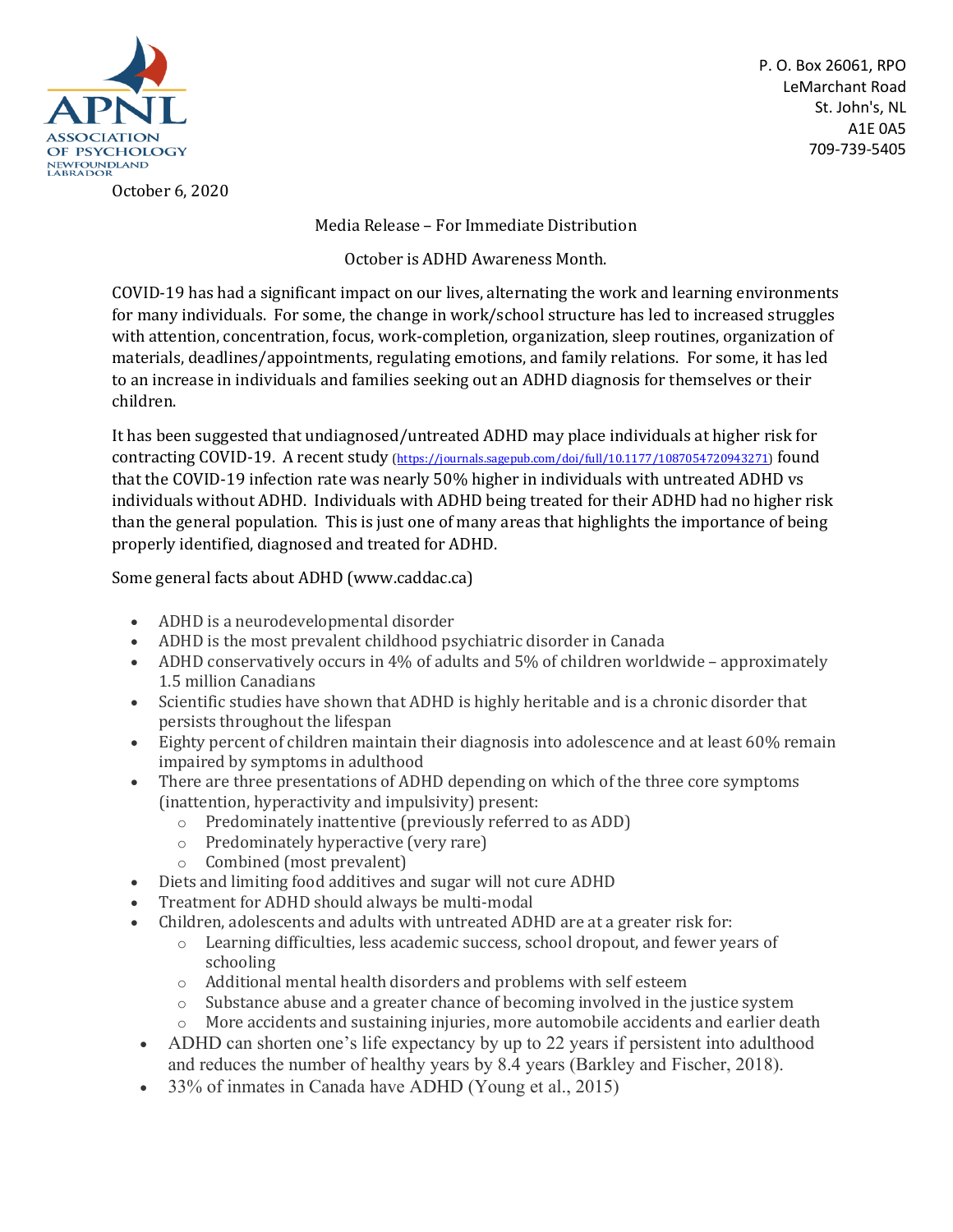ASSOCIATION OF PSYCHOLOGY NEWFOUNDLAND LABRADOR

P. O. Box 26061, RPO
LeMarchant Road
St. John's, NL
A1E 0A5
709-739-5405

October 6, 2020

Media Release – For Immediate Distribution

October is ADHD Awareness Month.

COVID-19 has had a significant impact on our lives, alternating the work and learning environments for many individuals. For some, the change in work/school structure has led to increased struggles with attention, concentration, focus, work-completion, organization, sleep routines, organization of materials, deadlines/appointments, regulating emotions, and family relations. For some, it has led to an increase in individuals and families seeking out an ADHD diagnosis for themselves or their children.

It has been suggested that undiagnosed/untreated ADHD may place individuals at higher risk for contracting COVID-19. A recent study (https://journals.sagepub.com/doi/full/10.1177/1087054720943271) found that the COVID-19 infection rate was nearly 50% higher in individuals with untreated ADHD vs individuals without ADHD. Individuals with ADHD being treated for their ADHD had no higher risk than the general population. This is just one of many areas that highlights the importance of being properly identified, diagnosed and treated for ADHD.

Some general facts about ADHD (www.caddac.ca)

- ADHD is a neurodevelopmental disorder
- ADHD is the most prevalent childhood psychiatric disorder in Canada
- ADHD conservatively occurs in 4% of adults and 5% of children worldwide – approximately 1.5 million Canadians
- Scientific studies have shown that ADHD is highly heritable and is a chronic disorder that persists throughout the lifespan
- Eighty percent of children maintain their diagnosis into adolescence and at least 60% remain impaired by symptoms in adulthood
- There are three presentations of ADHD depending on which of the three core symptoms (inattention, hyperactivity and impulsivity) present:
  - Predominately inattentive (previously referred to as ADD)
  - Predominately hyperactive (very rare)
  - Combined (most prevalent)
- Diets and limiting food additives and sugar will not cure ADHD
- Treatment for ADHD should always be multi-modal
- Children, adolescents and adults with untreated ADHD are at a greater risk for:
  - Learning difficulties, less academic success, school dropout, and fewer years of schooling
  - Additional mental health disorders and problems with self esteem
  - Substance abuse and a greater chance of becoming involved in the justice system
  - More accidents and sustaining injuries, more automobile accidents and earlier death
- ADHD can shorten one's life expectancy by up to 22 years if persistent into adulthood and reduces the number of healthy years by 8.4 years (Barkley and Fischer, 2018).
- 33% of inmates in Canada have ADHD (Young et al., 2015)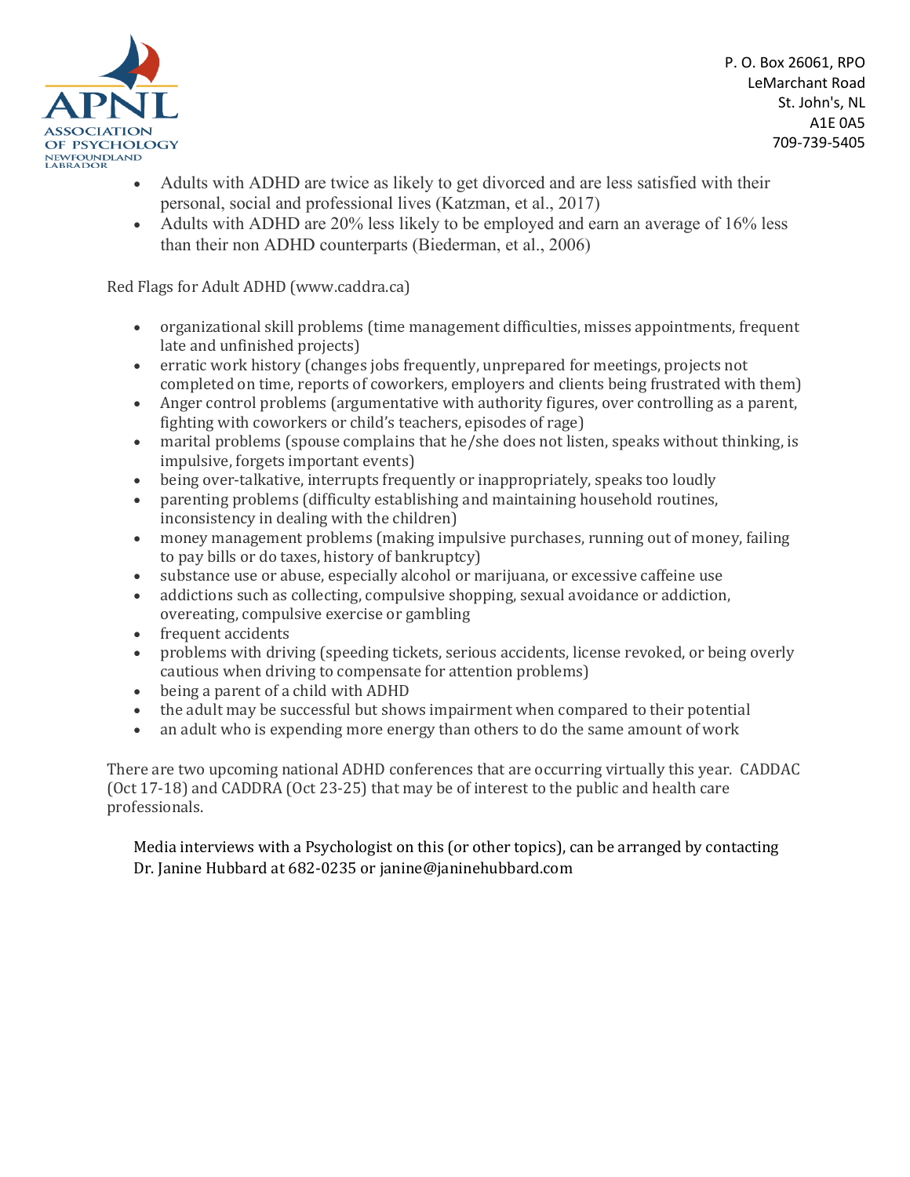- Adults with ADHD are twice as likely to get divorced and are less satisfied with their personal, social and professional lives (Katzman, et al., 2017)
- Adults with ADHD are 20% less likely to be employed and earn an average of 16% less than their non ADHD counterparts (Biederman, et al., 2006)

Red Flags for Adult ADHD (www.caddra.ca)

- organizational skill problems (time management difficulties, misses appointments, frequent late and unfinished projects)
- erratic work history (changes jobs frequently, unprepared for meetings, projects not completed on time, reports of coworkers, employers and clients being frustrated with them)
- Anger control problems (argumentative with authority figures, over controlling as a parent, fighting with coworkers or child's teachers, episodes of rage)
- marital problems (spouse complains that he/she does not listen, speaks without thinking, is impulsive, forgets important events)
- being over-talkative, interrupts frequently or inappropriately, speaks too loudly
- parenting problems (difficulty establishing and maintaining household routines, inconsistency in dealing with the children)
- money management problems (making impulsive purchases, running out of money, failing to pay bills or do taxes, history of bankruptcy)
- substance use or abuse, especially alcohol or marijuana, or excessive caffeine use
- addictions such as collecting, compulsive shopping, sexual avoidance or addiction, overeating, compulsive exercise or gambling
- frequent accidents
- problems with driving (speeding tickets, serious accidents, license revoked, or being overly cautious when driving to compensate for attention problems)
- being a parent of a child with ADHD
- the adult may be successful but shows impairment when compared to their potential
- an adult who is expending more energy than others to do the same amount of work

There are two upcoming national ADHD conferences that are occurring virtually this year. CADDAC (Oct 17-18) and CADDRA (Oct 23-25) that may be of interest to the public and health care professionals.

Media interviews with a Psychologist on this (or other topics), can be arranged by contacting Dr. Janine Hubbard at 682-0235 or janine@janinehubbard.com